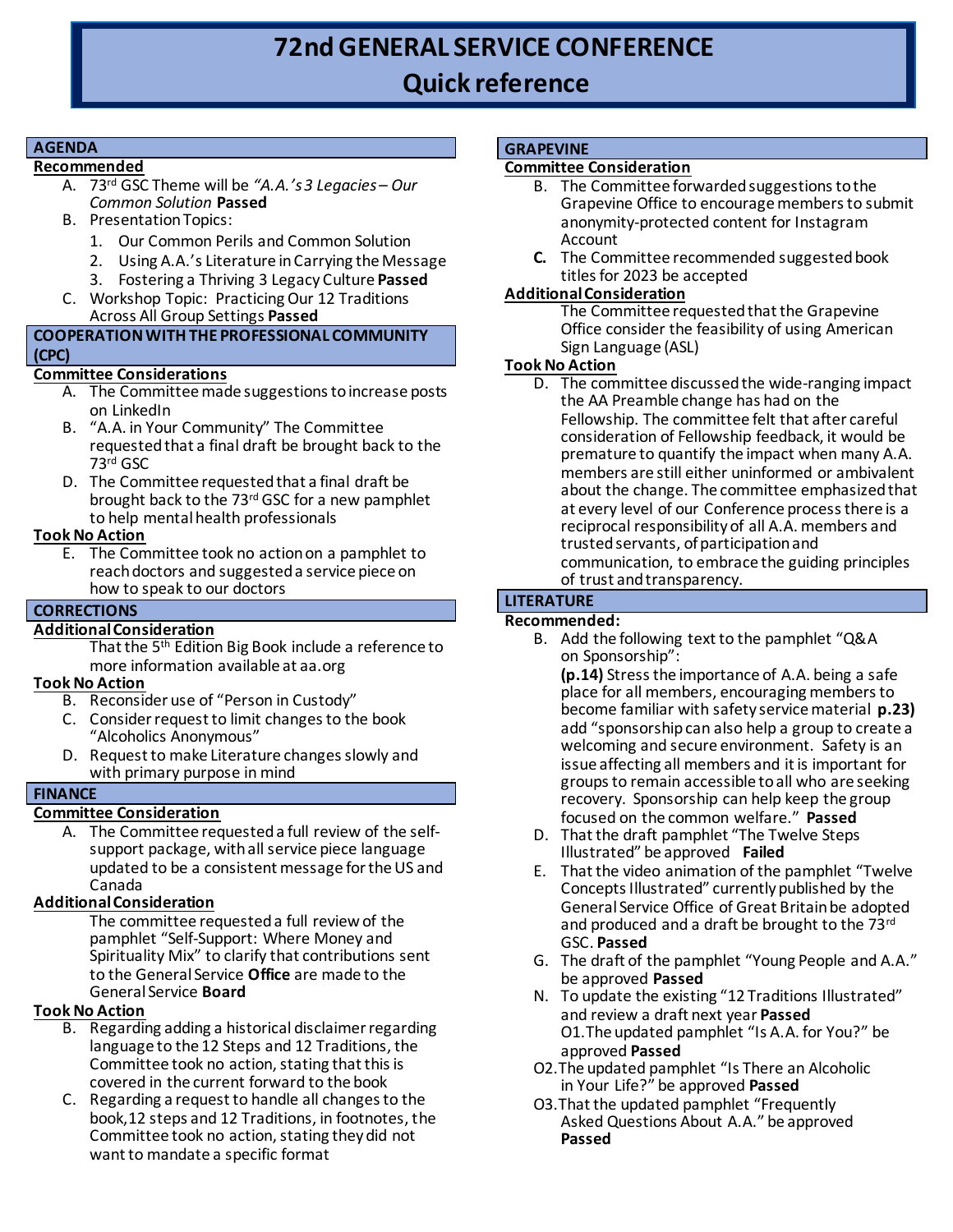# 72nd GENERAL SERVICE CONFERENCE

## Quick reference

### AGENDA

**Recommended**

A. 73rd GSC Theme will be *"A.A.'s 3 Legacies – Our Common Solution* **Passed**

B. Presentation Topics:

1. Our Common Perils and Common Solution
2. Using A.A.'s Literature in Carrying the Message
3. Fostering a Thriving 3 Legacy Culture **Passed**

C. Workshop Topic: Practicing Our 12 Traditions Across All Group Settings **Passed**

### COOPERATION WITH THE PROFESSIONAL COMMUNITY (CPC)

**Committee Considerations**

A. The Committee made suggestions to increase posts on LinkedIn

B. "A.A. in Your Community" The Committee requested that a final draft be brought back to the 73rd GSC

D. The Committee requested that a final draft be brought back to the 73rd GSC for a new pamphlet to help mental health professionals

**Took No Action**

E. The Committee took no action on a pamphlet to reach doctors and suggested a service piece on how to speak to our doctors

### CORRECTIONS

**Additional Consideration**

That the 5th Edition Big Book include a reference to more information available at aa.org

**Took No Action**

B. Reconsider use of "Person in Custody"

C. Consider request to limit changes to the book "Alcoholics Anonymous"

D. Request to make Literature changes slowly and with primary purpose in mind

### FINANCE

**Committee Consideration**

A. The Committee requested a full review of the self-support package, with all service piece language updated to be a consistent message for the US and Canada

**Additional Consideration**

The committee requested a full review of the pamphlet "Self-Support: Where Money and Spirituality Mix" to clarify that contributions sent to the General Service **Office** are made to the General Service **Board**

**Took No Action**

B. Regarding adding a historical disclaimer regarding language to the 12 Steps and 12 Traditions, the Committee took no action, stating that this is covered in the current forward to the book

C. Regarding a request to handle all changes to the book,12 steps and 12 Traditions, in footnotes, the Committee took no action, stating they did not want to mandate a specific format

### GRAPEVINE

**Committee Consideration**

B. The Committee forwarded suggestions to the Grapevine Office to encourage members to submit anonymity-protected content for Instagram Account

**C.** The Committee recommended suggested book titles for 2023 be accepted

**Additional Consideration**

The Committee requested that the Grapevine Office consider the feasibility of using American Sign Language (ASL)

**Took No Action**

D. The committee discussed the wide-ranging impact the AA Preamble change has had on the Fellowship. The committee felt that after careful consideration of Fellowship feedback, it would be premature to quantify the impact when many A.A. members are still either uninformed or ambivalent about the change. The committee emphasized that at every level of our Conference process there is a reciprocal responsibility of all A.A. members and trusted servants, of participation and communication, to embrace the guiding principles of trust and transparency.

### LITERATURE

**Recommended:**

B. Add the following text to the pamphlet "Q&A on Sponsorship":
**(p.14)** Stress the importance of A.A. being a safe place for all members, encouraging members to become familiar with safety service material **p.23)** add "sponsorship can also help a group to create a welcoming and secure environment. Safety is an issue affecting all members and it is important for groups to remain accessible to all who are seeking recovery. Sponsorship can help keep the group focused on the common welfare." **Passed**

D. That the draft pamphlet "The Twelve Steps Illustrated" be approved **Failed**

E. That the video animation of the pamphlet "Twelve Concepts Illustrated" currently published by the General Service Office of Great Britain be adopted and produced and a draft be brought to the 73rd GSC. **Passed**

G. The draft of the pamphlet "Young People and A.A." be approved **Passed**

N. To update the existing "12 Traditions Illustrated" and review a draft next year **Passed**

O1. The updated pamphlet "Is A.A. for You?" be approved **Passed**

O2. The updated pamphlet "Is There an Alcoholic in Your Life?" be approved **Passed**

O3. That the updated pamphlet "Frequently Asked Questions About A.A." be approved **Passed**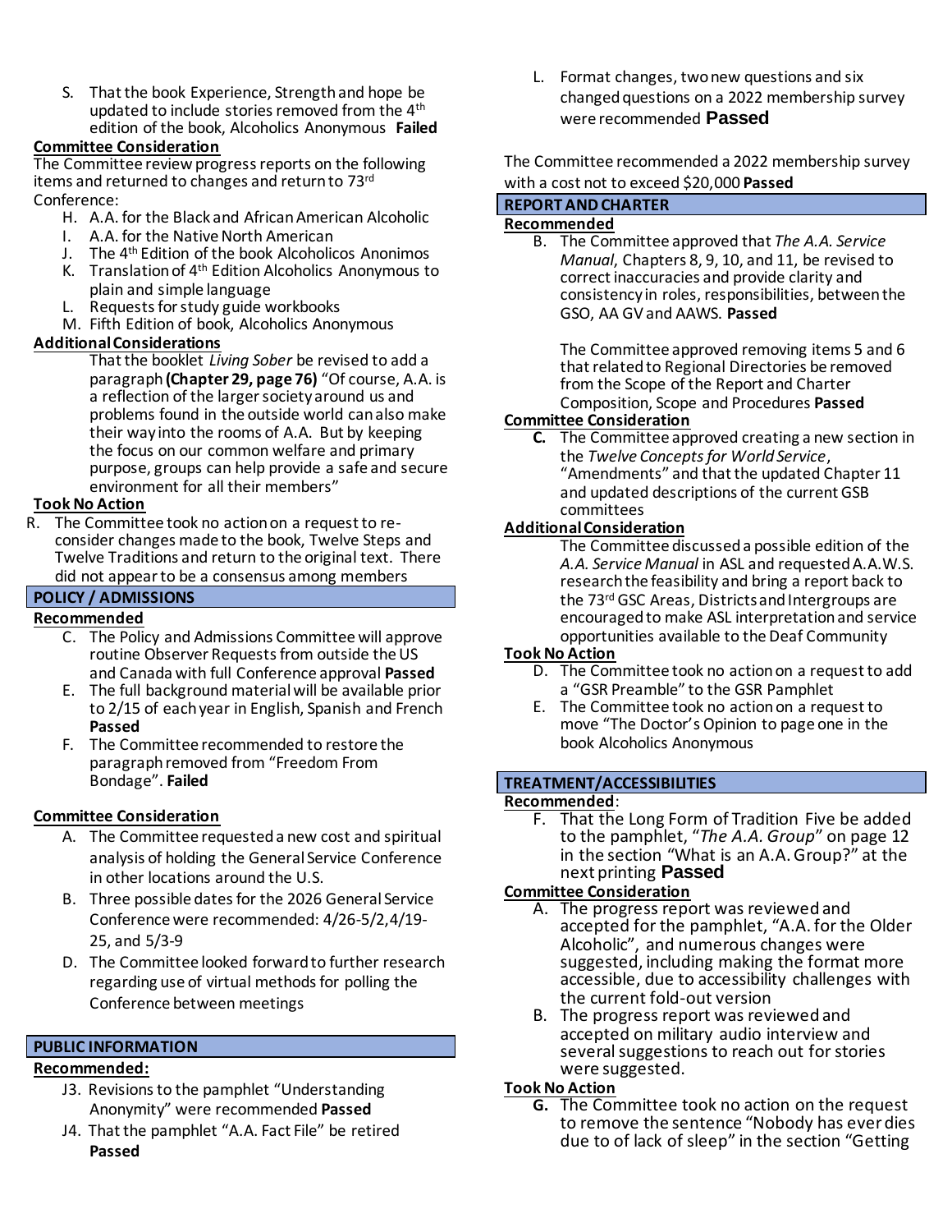S. That the book Experience, Strength and hope be updated to include stories removed from the 4th edition of the book, Alcoholics Anonymous **Failed**

**Committee Consideration**

The Committee review progress reports on the following items and returned to changes and return to 73rd Conference:

H. A.A. for the Black and African American Alcoholic
I. A.A. for the Native North American
J. The 4th Edition of the book Alcoholicos Anonimos
K. Translation of 4th Edition Alcoholics Anonymous to plain and simple language
L. Requests for study guide workbooks
M. Fifth Edition of book, Alcoholics Anonymous

**Additional Considerations**

That the booklet *Living Sober* be revised to add a paragraph **(Chapter 29, page 76)** "Of course, A.A. is a reflection of the larger society around us and problems found in the outside world can also make their way into the rooms of A.A. But by keeping the focus on our common welfare and primary purpose, groups can help provide a safe and secure environment for all their members"

**Took No Action**

R. The Committee took no action on a request to re-consider changes made to the book, Twelve Steps and Twelve Traditions and return to the original text. There did not appear to be a consensus among members

## POLICY / ADMISSIONS

**Recommended**

C. The Policy and Admissions Committee will approve routine Observer Requests from outside the US and Canada with full Conference approval **Passed**
E. The full background material will be available prior to 2/15 of each year in English, Spanish and French **Passed**
F. The Committee recommended to restore the paragraph removed from "Freedom From Bondage". **Failed**

**Committee Consideration**

A. The Committee requested a new cost and spiritual analysis of holding the General Service Conference in other locations around the U.S.
B. Three possible dates for the 2026 General Service Conference were recommended: 4/26-5/2, 4/19-25, and 5/3-9
D. The Committee looked forward to further research regarding use of virtual methods for polling the Conference between meetings

## PUBLIC INFORMATION

**Recommended:**

J3. Revisions to the pamphlet "Understanding Anonymity" were recommended **Passed**
J4. That the pamphlet "A.A. Fact File" be retired **Passed**

L. Format changes, two new questions and six changed questions on a 2022 membership survey were recommended **Passed**

The Committee recommended a 2022 membership survey with a cost not to exceed $20,000 **Passed**

## REPORT AND CHARTER

**Recommended**

B. The Committee approved that *The A.A. Service Manual*, Chapters 8, 9, 10, and 11, be revised to correct inaccuracies and provide clarity and consistency in roles, responsibilities, between the GSO, AA GV and AAWS. **Passed**

The Committee approved removing items 5 and 6 that related to Regional Directories be removed from the Scope of the Report and Charter Composition, Scope and Procedures **Passed**

**Committee Consideration**

**C.** The Committee approved creating a new section in the *Twelve Concepts for World Service*, "Amendments" and that the updated Chapter 11 and updated descriptions of the current GSB committees

**Additional Consideration**

The Committee discussed a possible edition of the *A.A. Service Manual* in ASL and requested A.A.W.S. research the feasibility and bring a report back to the 73rd GSC Areas, Districts and Intergroups are encouraged to make ASL interpretation and service opportunities available to the Deaf Community

**Took No Action**

D. The Committee took no action on a request to add a "GSR Preamble" to the GSR Pamphlet
E. The Committee took no action on a request to move "The Doctor's Opinion to page one in the book Alcoholics Anonymous

## TREATMENT/ACCESSIBILITIES

**Recommended**:

F. That the Long Form of Tradition Five be added to the pamphlet, "*The A.A. Group*" on page 12 in the section "What is an A.A. Group?" at the next printing **Passed**

**Committee Consideration**

A. The progress report was reviewed and accepted for the pamphlet, "A.A. for the Older Alcoholic", and numerous changes were suggested, including making the format more accessible, due to accessibility challenges with the current fold-out version
B. The progress report was reviewed and accepted on military audio interview and several suggestions to reach out for stories were suggested.

**Took No Action**

**G.** The Committee took no action on the request to remove the sentence "Nobody has ever dies due to of lack of sleep" in the section "Getting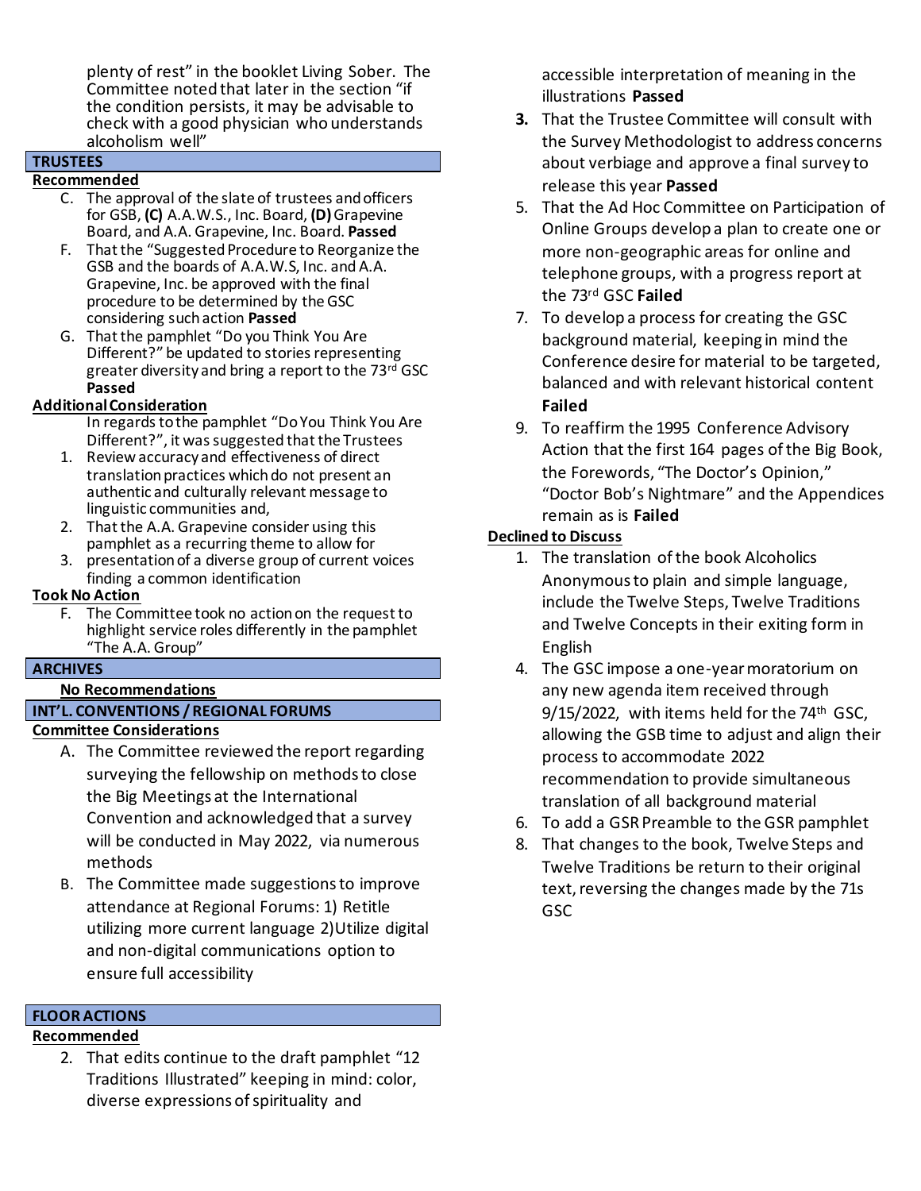plenty of rest" in the booklet Living Sober. The Committee noted that later in the section "if the condition persists, it may be advisable to check with a good physician who understands alcoholism well"

## TRUSTEES

**Recommended**

C. The approval of the slate of trustees and officers for GSB, **(C)** A.A.W.S., Inc. Board, **(D)** Grapevine Board, and A.A. Grapevine, Inc. Board. **Passed**

F. That the "Suggested Procedure to Reorganize the GSB and the boards of A.A.W.S, Inc. and A.A. Grapevine, Inc. be approved with the final procedure to be determined by the GSC considering such action **Passed**

G. That the pamphlet "Do you Think You Are Different?" be updated to stories representing greater diversity and bring a report to the 73rd GSC **Passed**

**Additional Consideration**

In regards to the pamphlet "Do You Think You Are Different?", it was suggested that the Trustees

1. Review accuracy and effectiveness of direct translation practices which do not present an authentic and culturally relevant message to linguistic communities and,
2. That the A.A. Grapevine consider using this pamphlet as a recurring theme to allow for
3. presentation of a diverse group of current voices finding a common identification

**Took No Action**

F. The Committee took no action on the request to highlight service roles differently in the pamphlet "The A.A. Group"

## ARCHIVES

**No Recommendations**

## INT'L. CONVENTIONS / REGIONAL FORUMS

**Committee Considerations**

A. The Committee reviewed the report regarding surveying the fellowship on methods to close the Big Meetings at the International Convention and acknowledged that a survey will be conducted in May 2022, via numerous methods

B. The Committee made suggestions to improve attendance at Regional Forums: 1) Retitle utilizing more current language 2)Utilize digital and non-digital communications option to ensure full accessibility

## FLOOR ACTIONS

**Recommended**

2. That edits continue to the draft pamphlet "12 Traditions Illustrated" keeping in mind: color, diverse expressions of spirituality and accessible interpretation of meaning in the illustrations **Passed**

**3.** That the Trustee Committee will consult with the Survey Methodologist to address concerns about verbiage and approve a final survey to release this year **Passed**

5. That the Ad Hoc Committee on Participation of Online Groups develop a plan to create one or more non-geographic areas for online and telephone groups, with a progress report at the 73rd GSC **Failed**

7. To develop a process for creating the GSC background material, keeping in mind the Conference desire for material to be targeted, balanced and with relevant historical content **Failed**

9. To reaffirm the 1995 Conference Advisory Action that the first 164 pages of the Big Book, the Forewords, "The Doctor's Opinion," "Doctor Bob's Nightmare" and the Appendices remain as is **Failed**

**Declined to Discuss**

1. The translation of the book Alcoholics Anonymous to plain and simple language, include the Twelve Steps, Twelve Traditions and Twelve Concepts in their exiting form in English

4. The GSC impose a one-year moratorium on any new agenda item received through 9/15/2022, with items held for the 74th GSC, allowing the GSB time to adjust and align their process to accommodate 2022 recommendation to provide simultaneous translation of all background material

6. To add a GSR Preamble to the GSR pamphlet

8. That changes to the book, Twelve Steps and Twelve Traditions be return to their original text, reversing the changes made by the 71s GSC